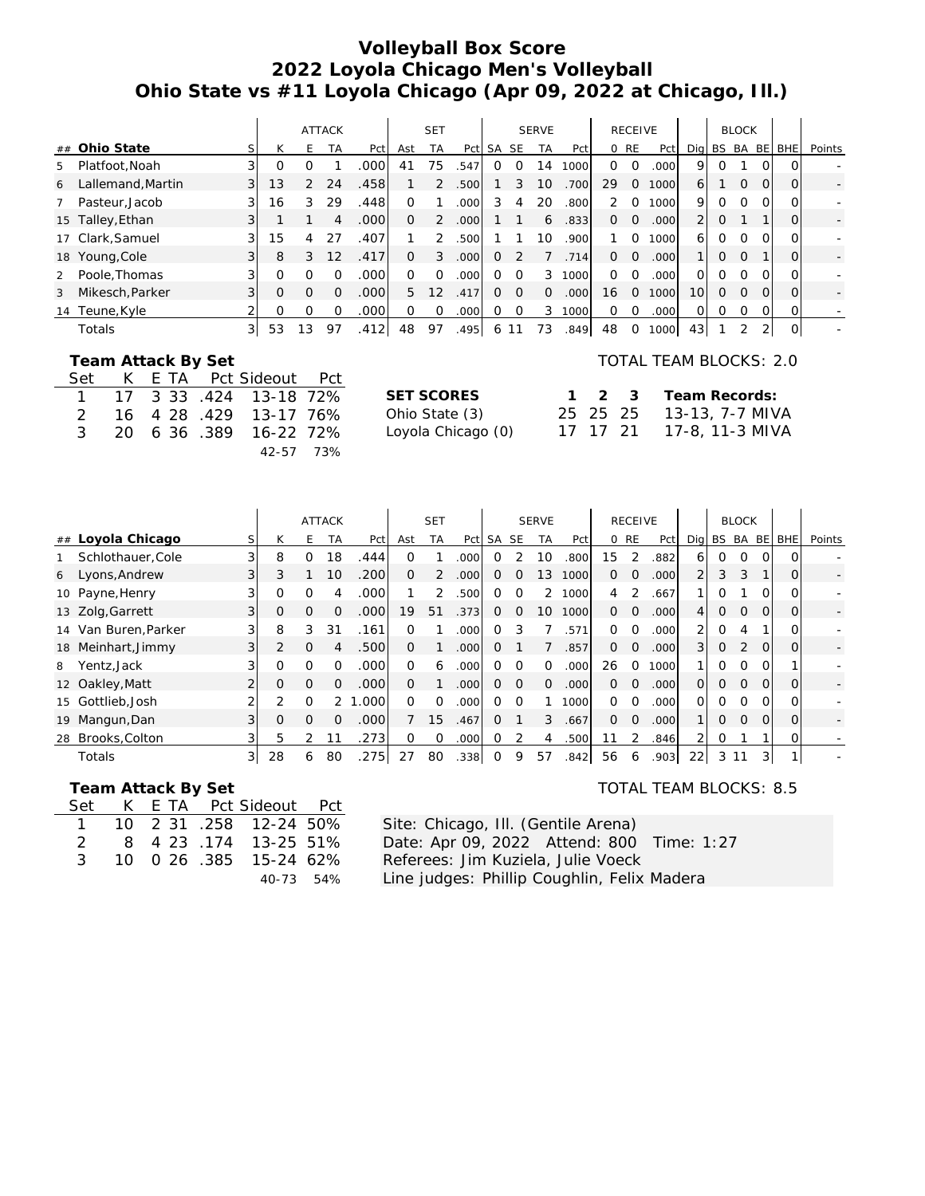# Volleyball Box Score
## 2022 Loyola Chicago Men's Volleyball
## Ohio State vs #11 Loyola Chicago (Apr 09, 2022 at Chicago, Ill.)

| | | | ATTACK | | | | SET | | | SERVE | | | | RECEIVE | | | | BLOCK | | | | |
|---|---|---|---|---|---|---|---|---|---|---|---|---|---|---|---|---|---|---|---|---|---|---|
| ## **Ohio State** | S | K | E | TA | Pct | Ast | TA | Pct | SA | SE | TA | Pct | 0 | RE | Pct | Dig | BS | BA | BE | BHE | Points |
| 5 Platfoot,Noah | 3 | 0 | 0 | 1 | .000 | 41 | 75 | .547 | 0 | 0 | 14 | 1000 | 0 | 0 | .000 | 9 | 0 | 1 | 0 | 0 | - |
| 6 Lallemand,Martin | 3 | 13 | 2 | 24 | .458 | 1 | 2 | .500 | 1 | 3 | 10 | .700 | 29 | 0 | 1000 | 6 | 1 | 0 | 0 | 0 | - |
| 7 Pasteur,Jacob | 3 | 16 | 3 | 29 | .448 | 0 | 1 | .000 | 3 | 4 | 20 | .800 | 2 | 0 | 1000 | 9 | 0 | 0 | 0 | 0 | - |
| 15 Talley,Ethan | 3 | 1 | 1 | 4 | .000 | 0 | 2 | .000 | 1 | 1 | 6 | .833 | 0 | 0 | .000 | 2 | 0 | 1 | 1 | 0 | - |
| 17 Clark,Samuel | 3 | 15 | 4 | 27 | .407 | 1 | 2 | .500 | 1 | 1 | 10 | .900 | 1 | 0 | 1000 | 6 | 0 | 0 | 0 | 0 | - |
| 18 Young,Cole | 3 | 8 | 3 | 12 | .417 | 0 | 3 | .000 | 0 | 2 | 7 | .714 | 0 | 0 | .000 | 1 | 0 | 0 | 1 | 0 | - |
| 2 Poole,Thomas | 3 | 0 | 0 | 0 | .000 | 0 | 0 | .000 | 0 | 0 | 3 | 1000 | 0 | 0 | .000 | 0 | 0 | 0 | 0 | 0 | - |
| 3 Mikesch,Parker | 3 | 0 | 0 | 0 | .000 | 5 | 12 | .417 | 0 | 0 | 0 | .000 | 16 | 0 | 1000 | 10 | 0 | 0 | 0 | 0 | - |
| 14 Teune,Kyle | 2 | 0 | 0 | 0 | .000 | 0 | 0 | .000 | 0 | 0 | 3 | 1000 | 0 | 0 | .000 | 0 | 0 | 0 | 0 | 0 | - |
| Totals | 3 | 53 | 13 | 97 | .412 | 48 | 97 | .495 | 6 | 11 | 73 | .849 | 48 | 0 | 1000 | 43 | 1 | 2 | 2 | 0 | - |

**Team Attack By Set**

| Set | K | E | TA | Pct | Sideout | Pct |
|---|---|---|---|---|---|---|
| 1 | 17 | 3 | 33 | .424 | 13-18 | 72% |
| 2 | 16 | 4 | 28 | .429 | 13-17 | 76% |
| 3 | 20 | 6 | 36 | .389 | 16-22 | 72% |
| | | | | | 42-57 | 73% |

TOTAL TEAM BLOCKS: 2.0

| SET SCORES | 1 | 2 | 3 | Team Records: |
|---|---|---|---|---|
| Ohio State (3) | 25 | 25 | 25 | 13-13, 7-7 MIVA |
| Loyola Chicago (0) | 17 | 17 | 21 | 17-8, 11-3 MIVA |

| | | | ATTACK | | | | SET | | | SERVE | | | | RECEIVE | | | | BLOCK | | | | |
|---|---|---|---|---|---|---|---|---|---|---|---|---|---|---|---|---|---|---|---|---|---|---|
| ## **Loyola Chicago** | S | K | E | TA | Pct | Ast | TA | Pct | SA | SE | TA | Pct | 0 | RE | Pct | Dig | BS | BA | BE | BHE | Points |
| 1 Schlothauer,Cole | 3 | 8 | 0 | 18 | .444 | 0 | 1 | .000 | 0 | 2 | 10 | .800 | 15 | 2 | .882 | 6 | 0 | 0 | 0 | 0 | - |
| 6 Lyons,Andrew | 3 | 3 | 1 | 10 | .200 | 0 | 2 | .000 | 0 | 0 | 13 | 1000 | 0 | 0 | .000 | 2 | 3 | 3 | 1 | 0 | - |
| 10 Payne,Henry | 3 | 0 | 0 | 4 | .000 | 1 | 2 | .500 | 0 | 0 | 2 | 1000 | 4 | 2 | .667 | 1 | 0 | 1 | 0 | 0 | - |
| 13 Zolg,Garrett | 3 | 0 | 0 | 0 | .000 | 19 | 51 | .373 | 0 | 0 | 10 | 1000 | 0 | 0 | .000 | 4 | 0 | 0 | 0 | 0 | - |
| 14 Van Buren,Parker | 3 | 8 | 3 | 31 | .161 | 0 | 1 | .000 | 0 | 3 | 7 | .571 | 0 | 0 | .000 | 2 | 0 | 4 | 1 | 0 | - |
| 18 Meinhart,Jimmy | 3 | 2 | 0 | 4 | .500 | 0 | 1 | .000 | 0 | 1 | 7 | .857 | 0 | 0 | .000 | 3 | 0 | 2 | 0 | 0 | - |
| 8 Yentz,Jack | 3 | 0 | 0 | 0 | .000 | 0 | 6 | .000 | 0 | 0 | 0 | .000 | 26 | 0 | 1000 | 1 | 0 | 0 | 0 | 1 | - |
| 12 Oakley,Matt | 2 | 0 | 0 | 0 | .000 | 0 | 1 | .000 | 0 | 0 | 0 | .000 | 0 | 0 | .000 | 0 | 0 | 0 | 0 | 0 | - |
| 15 Gottlieb,Josh | 2 | 2 | 0 | 2 | 1.000 | 0 | 0 | .000 | 0 | 0 | 1 | 1000 | 0 | 0 | .000 | 0 | 0 | 0 | 0 | 0 | - |
| 19 Mangun,Dan | 3 | 0 | 0 | 0 | .000 | 7 | 15 | .467 | 0 | 1 | 3 | .667 | 0 | 0 | .000 | 1 | 0 | 0 | 0 | 0 | - |
| 28 Brooks,Colton | 3 | 5 | 2 | 11 | .273 | 0 | 0 | .000 | 0 | 2 | 4 | .500 | 11 | 2 | .846 | 2 | 0 | 1 | 1 | 0 | - |
| Totals | 3 | 28 | 6 | 80 | .275 | 27 | 80 | .338 | 0 | 9 | 57 | .842 | 56 | 6 | .903 | 22 | 3 | 11 | 3 | 1 | - |

**Team Attack By Set**

| Set | K | E | TA | Pct | Sideout | Pct |
|---|---|---|---|---|---|---|
| 1 | 10 | 2 | 31 | .258 | 12-24 | 50% |
| 2 | 8 | 4 | 23 | .174 | 13-25 | 51% |
| 3 | 10 | 0 | 26 | .385 | 15-24 | 62% |
| | | | | | 40-73 | 54% |

TOTAL TEAM BLOCKS: 8.5

Site: Chicago, Ill. (Gentile Arena)
Date: Apr 09, 2022 Attend: 800 Time: 1:27
Referees: Jim Kuziela, Julie Voeck
Line judges: Phillip Coughlin, Felix Madera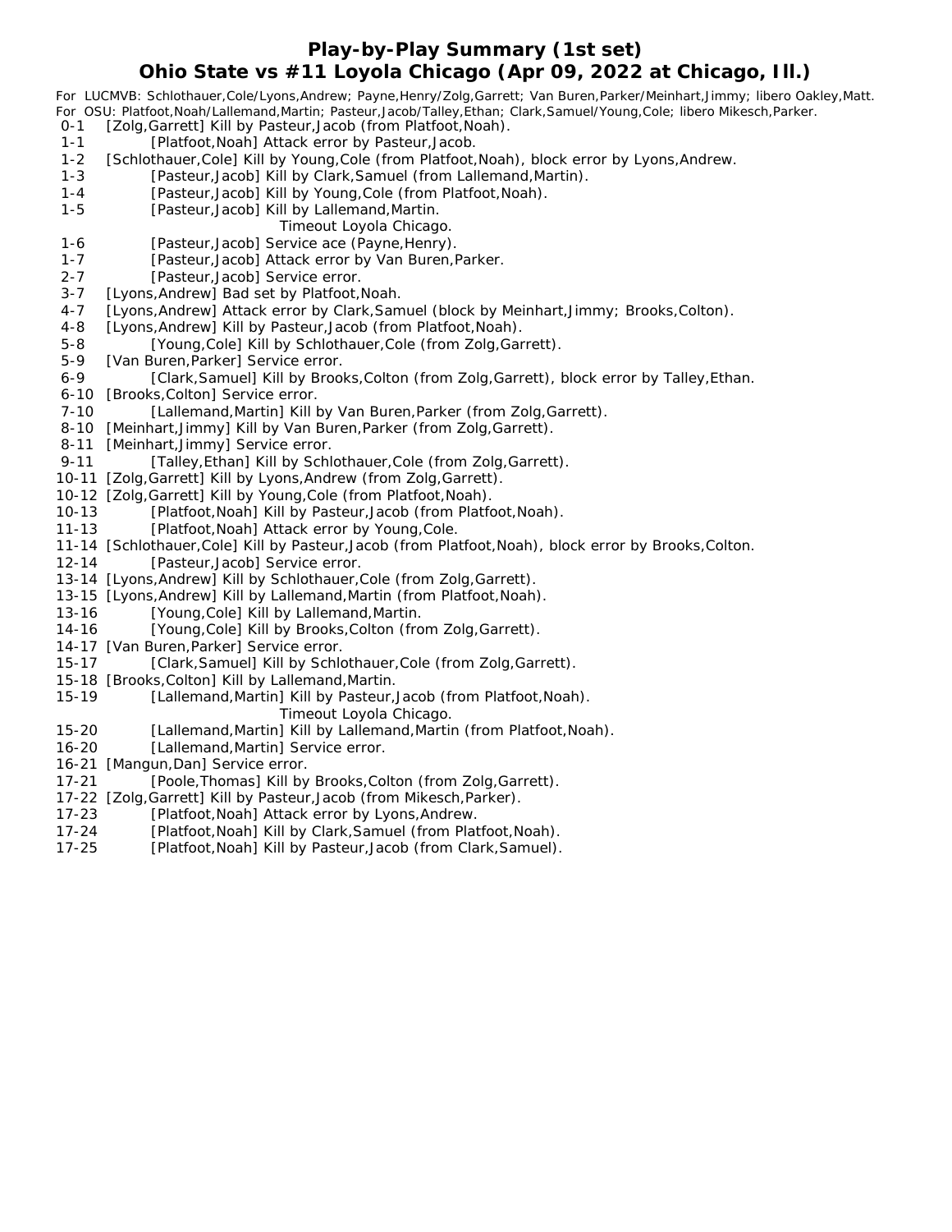# Play-by-Play Summary (1st set)

## Ohio State vs #11 Loyola Chicago (Apr 09, 2022 at Chicago, Ill.)

For LUCMVB: Schlothauer,Cole/Lyons,Andrew; Payne,Henry/Zolg,Garrett; Van Buren,Parker/Meinhart,Jimmy; libero Oakley,Matt.
For OSU: Platfoot,Noah/Lallemand,Martin; Pasteur,Jacob/Talley,Ethan; Clark,Samuel/Young,Cole; libero Mikesch,Parker.

0-1 [Zolg,Garrett] Kill by Pasteur,Jacob (from Platfoot,Noah).
1-1 [Platfoot,Noah] Attack error by Pasteur,Jacob.
1-2 [Schlothauer,Cole] Kill by Young,Cole (from Platfoot,Noah), block error by Lyons,Andrew.
1-3 [Pasteur,Jacob] Kill by Clark,Samuel (from Lallemand,Martin).
1-4 [Pasteur,Jacob] Kill by Young,Cole (from Platfoot,Noah).
1-5 [Pasteur,Jacob] Kill by Lallemand,Martin.
Timeout Loyola Chicago.
1-6 [Pasteur,Jacob] Service ace (Payne,Henry).
1-7 [Pasteur,Jacob] Attack error by Van Buren,Parker.
2-7 [Pasteur,Jacob] Service error.
3-7 [Lyons,Andrew] Bad set by Platfoot,Noah.
4-7 [Lyons,Andrew] Attack error by Clark,Samuel (block by Meinhart,Jimmy; Brooks,Colton).
4-8 [Lyons,Andrew] Kill by Pasteur,Jacob (from Platfoot,Noah).
5-8 [Young,Cole] Kill by Schlothauer,Cole (from Zolg,Garrett).
5-9 [Van Buren,Parker] Service error.
6-9 [Clark,Samuel] Kill by Brooks,Colton (from Zolg,Garrett), block error by Talley,Ethan.
6-10 [Brooks,Colton] Service error.
7-10 [Lallemand,Martin] Kill by Van Buren,Parker (from Zolg,Garrett).
8-10 [Meinhart,Jimmy] Kill by Van Buren,Parker (from Zolg,Garrett).
8-11 [Meinhart,Jimmy] Service error.
9-11 [Talley,Ethan] Kill by Schlothauer,Cole (from Zolg,Garrett).
10-11 [Zolg,Garrett] Kill by Lyons,Andrew (from Zolg,Garrett).
10-12 [Zolg,Garrett] Kill by Young,Cole (from Platfoot,Noah).
10-13 [Platfoot,Noah] Kill by Pasteur,Jacob (from Platfoot,Noah).
11-13 [Platfoot,Noah] Attack error by Young,Cole.
11-14 [Schlothauer,Cole] Kill by Pasteur,Jacob (from Platfoot,Noah), block error by Brooks,Colton.
12-14 [Pasteur,Jacob] Service error.
13-14 [Lyons,Andrew] Kill by Schlothauer,Cole (from Zolg,Garrett).
13-15 [Lyons,Andrew] Kill by Lallemand,Martin (from Platfoot,Noah).
13-16 [Young,Cole] Kill by Lallemand,Martin.
14-16 [Young,Cole] Kill by Brooks,Colton (from Zolg,Garrett).
14-17 [Van Buren,Parker] Service error.
15-17 [Clark,Samuel] Kill by Schlothauer,Cole (from Zolg,Garrett).
15-18 [Brooks,Colton] Kill by Lallemand,Martin.
15-19 [Lallemand,Martin] Kill by Pasteur,Jacob (from Platfoot,Noah).
Timeout Loyola Chicago.
15-20 [Lallemand,Martin] Kill by Lallemand,Martin (from Platfoot,Noah).
16-20 [Lallemand,Martin] Service error.
16-21 [Mangun,Dan] Service error.
17-21 [Poole,Thomas] Kill by Brooks,Colton (from Zolg,Garrett).
17-22 [Zolg,Garrett] Kill by Pasteur,Jacob (from Mikesch,Parker).
17-23 [Platfoot,Noah] Attack error by Lyons,Andrew.
17-24 [Platfoot,Noah] Kill by Clark,Samuel (from Platfoot,Noah).
17-25 [Platfoot,Noah] Kill by Pasteur,Jacob (from Clark,Samuel).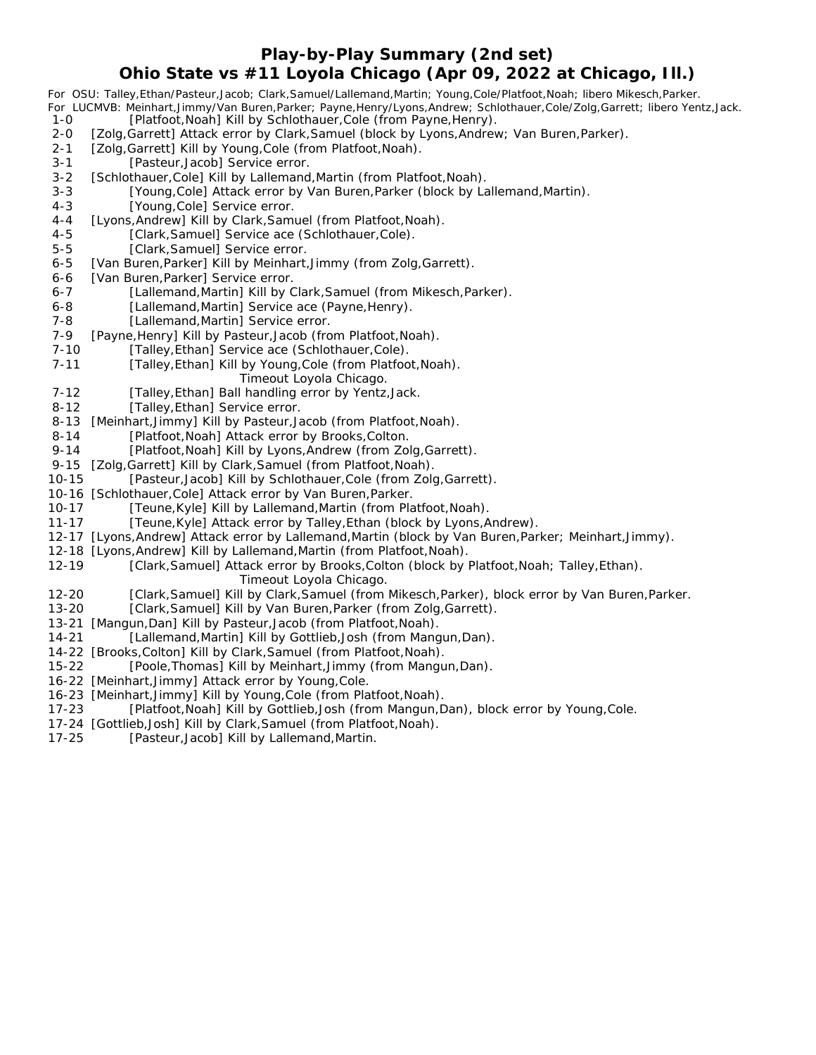## Play-by-Play Summary (2nd set)
## Ohio State vs #11 Loyola Chicago (Apr 09, 2022 at Chicago, Ill.)

For OSU: Talley,Ethan/Pasteur,Jacob; Clark,Samuel/Lallemand,Martin; Young,Cole/Platfoot,Noah; libero Mikesch,Parker.
For LUCMVB: Meinhart,Jimmy/Van Buren,Parker; Payne,Henry/Lyons,Andrew; Schlothauer,Cole/Zolg,Garrett; libero Yentz,Jack.

| Score | Play |
|---|---|
| 1-0 | [Platfoot,Noah] Kill by Schlothauer,Cole (from Payne,Henry). |
| 2-0 | [Zolg,Garrett] Attack error by Clark,Samuel (block by Lyons,Andrew; Van Buren,Parker). |
| 2-1 | [Zolg,Garrett] Kill by Young,Cole (from Platfoot,Noah). |
| 3-1 | [Pasteur,Jacob] Service error. |
| 3-2 | [Schlothauer,Cole] Kill by Lallemand,Martin (from Platfoot,Noah). |
| 3-3 | [Young,Cole] Attack error by Van Buren,Parker (block by Lallemand,Martin). |
| 4-3 | [Young,Cole] Service error. |
| 4-4 | [Lyons,Andrew] Kill by Clark,Samuel (from Platfoot,Noah). |
| 4-5 | [Clark,Samuel] Service ace (Schlothauer,Cole). |
| 5-5 | [Clark,Samuel] Service error. |
| 6-5 | [Van Buren,Parker] Kill by Meinhart,Jimmy (from Zolg,Garrett). |
| 6-6 | [Van Buren,Parker] Service error. |
| 6-7 | [Lallemand,Martin] Kill by Clark,Samuel (from Mikesch,Parker). |
| 6-8 | [Lallemand,Martin] Service ace (Payne,Henry). |
| 7-8 | [Lallemand,Martin] Service error. |
| 7-9 | [Payne,Henry] Kill by Pasteur,Jacob (from Platfoot,Noah). |
| 7-10 | [Talley,Ethan] Service ace (Schlothauer,Cole). |
| 7-11 | [Talley,Ethan] Kill by Young,Cole (from Platfoot,Noah). |
| | Timeout Loyola Chicago. |
| 7-12 | [Talley,Ethan] Ball handling error by Yentz,Jack. |
| 8-12 | [Talley,Ethan] Service error. |
| 8-13 | [Meinhart,Jimmy] Kill by Pasteur,Jacob (from Platfoot,Noah). |
| 8-14 | [Platfoot,Noah] Attack error by Brooks,Colton. |
| 9-14 | [Platfoot,Noah] Kill by Lyons,Andrew (from Zolg,Garrett). |
| 9-15 | [Zolg,Garrett] Kill by Clark,Samuel (from Platfoot,Noah). |
| 10-15 | [Pasteur,Jacob] Kill by Schlothauer,Cole (from Zolg,Garrett). |
| 10-16 | [Schlothauer,Cole] Attack error by Van Buren,Parker. |
| 10-17 | [Teune,Kyle] Kill by Lallemand,Martin (from Platfoot,Noah). |
| 11-17 | [Teune,Kyle] Attack error by Talley,Ethan (block by Lyons,Andrew). |
| 12-17 | [Lyons,Andrew] Attack error by Lallemand,Martin (block by Van Buren,Parker; Meinhart,Jimmy). |
| 12-18 | [Lyons,Andrew] Kill by Lallemand,Martin (from Platfoot,Noah). |
| 12-19 | [Clark,Samuel] Attack error by Brooks,Colton (block by Platfoot,Noah; Talley,Ethan). |
| | Timeout Loyola Chicago. |
| 12-20 | [Clark,Samuel] Kill by Clark,Samuel (from Mikesch,Parker), block error by Van Buren,Parker. |
| 13-20 | [Clark,Samuel] Kill by Van Buren,Parker (from Zolg,Garrett). |
| 13-21 | [Mangun,Dan] Kill by Pasteur,Jacob (from Platfoot,Noah). |
| 14-21 | [Lallemand,Martin] Kill by Gottlieb,Josh (from Mangun,Dan). |
| 14-22 | [Brooks,Colton] Kill by Clark,Samuel (from Platfoot,Noah). |
| 15-22 | [Poole,Thomas] Kill by Meinhart,Jimmy (from Mangun,Dan). |
| 16-22 | [Meinhart,Jimmy] Attack error by Young,Cole. |
| 16-23 | [Meinhart,Jimmy] Kill by Young,Cole (from Platfoot,Noah). |
| 17-23 | [Platfoot,Noah] Kill by Gottlieb,Josh (from Mangun,Dan), block error by Young,Cole. |
| 17-24 | [Gottlieb,Josh] Kill by Clark,Samuel (from Platfoot,Noah). |
| 17-25 | [Pasteur,Jacob] Kill by Lallemand,Martin. |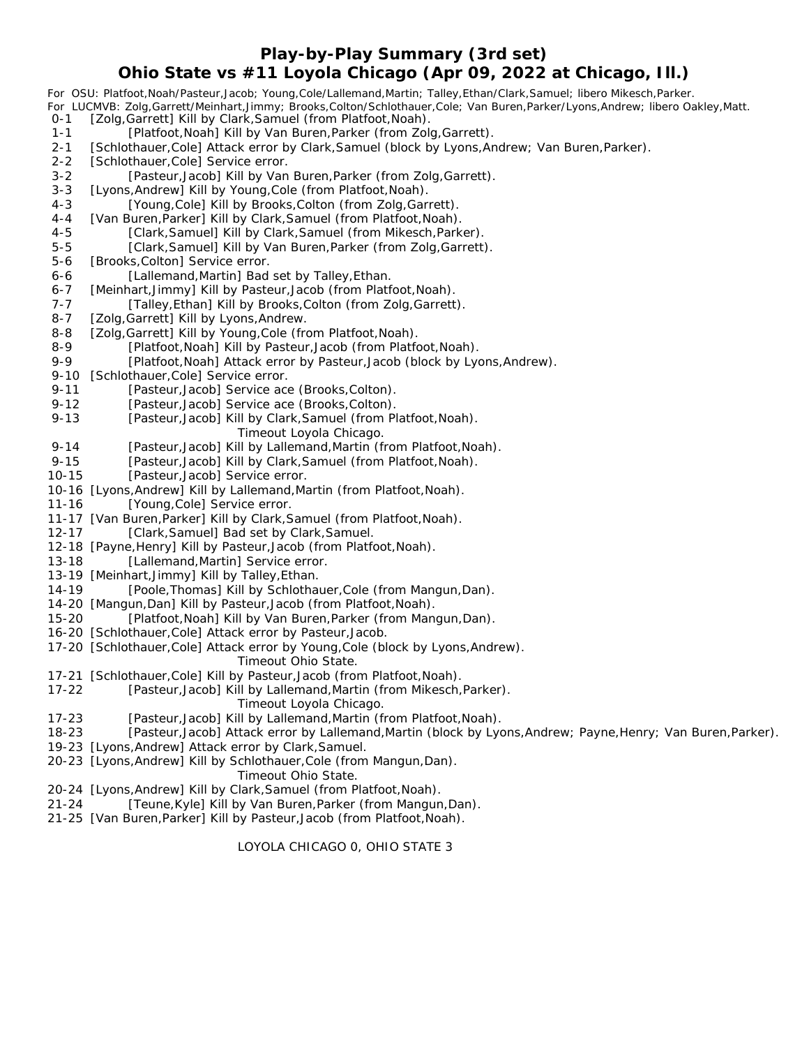# Play-by-Play Summary (3rd set)
## Ohio State vs #11 Loyola Chicago (Apr 09, 2022 at Chicago, Ill.)

For OSU: Platfoot,Noah/Pasteur,Jacob; Young,Cole/Lallemand,Martin; Talley,Ethan/Clark,Samuel; libero Mikesch,Parker.
For LUCMVB: Zolg,Garrett/Meinhart,Jimmy; Brooks,Colton/Schlothauer,Cole; Van Buren,Parker/Lyons,Andrew; libero Oakley,Matt.

0-1 [Zolg,Garrett] Kill by Clark,Samuel (from Platfoot,Noah).
1-1 [Platfoot,Noah] Kill by Van Buren,Parker (from Zolg,Garrett).
2-1 [Schlothauer,Cole] Attack error by Clark,Samuel (block by Lyons,Andrew; Van Buren,Parker).
2-2 [Schlothauer,Cole] Service error.
3-2 [Pasteur,Jacob] Kill by Van Buren,Parker (from Zolg,Garrett).
3-3 [Lyons,Andrew] Kill by Young,Cole (from Platfoot,Noah).
4-3 [Young,Cole] Kill by Brooks,Colton (from Zolg,Garrett).
4-4 [Van Buren,Parker] Kill by Clark,Samuel (from Platfoot,Noah).
4-5 [Clark,Samuel] Kill by Clark,Samuel (from Mikesch,Parker).
5-5 [Clark,Samuel] Kill by Van Buren,Parker (from Zolg,Garrett).
5-6 [Brooks,Colton] Service error.
6-6 [Lallemand,Martin] Bad set by Talley,Ethan.
6-7 [Meinhart,Jimmy] Kill by Pasteur,Jacob (from Platfoot,Noah).
7-7 [Talley,Ethan] Kill by Brooks,Colton (from Zolg,Garrett).
8-7 [Zolg,Garrett] Kill by Lyons,Andrew.
8-8 [Zolg,Garrett] Kill by Young,Cole (from Platfoot,Noah).
8-9 [Platfoot,Noah] Kill by Pasteur,Jacob (from Platfoot,Noah).
9-9 [Platfoot,Noah] Attack error by Pasteur,Jacob (block by Lyons,Andrew).
9-10 [Schlothauer,Cole] Service error.
9-11 [Pasteur,Jacob] Service ace (Brooks,Colton).
9-12 [Pasteur,Jacob] Service ace (Brooks,Colton).
9-13 [Pasteur,Jacob] Kill by Clark,Samuel (from Platfoot,Noah).
Timeout Loyola Chicago.
9-14 [Pasteur,Jacob] Kill by Lallemand,Martin (from Platfoot,Noah).
9-15 [Pasteur,Jacob] Kill by Clark,Samuel (from Platfoot,Noah).
10-15 [Pasteur,Jacob] Service error.
10-16 [Lyons,Andrew] Kill by Lallemand,Martin (from Platfoot,Noah).
11-16 [Young,Cole] Service error.
11-17 [Van Buren,Parker] Kill by Clark,Samuel (from Platfoot,Noah).
12-17 [Clark,Samuel] Bad set by Clark,Samuel.
12-18 [Payne,Henry] Kill by Pasteur,Jacob (from Platfoot,Noah).
13-18 [Lallemand,Martin] Service error.
13-19 [Meinhart,Jimmy] Kill by Talley,Ethan.
14-19 [Poole,Thomas] Kill by Schlothauer,Cole (from Mangun,Dan).
14-20 [Mangun,Dan] Kill by Pasteur,Jacob (from Platfoot,Noah).
15-20 [Platfoot,Noah] Kill by Van Buren,Parker (from Mangun,Dan).
16-20 [Schlothauer,Cole] Attack error by Pasteur,Jacob.
17-20 [Schlothauer,Cole] Attack error by Young,Cole (block by Lyons,Andrew).
Timeout Ohio State.
17-21 [Schlothauer,Cole] Kill by Pasteur,Jacob (from Platfoot,Noah).
17-22 [Pasteur,Jacob] Kill by Lallemand,Martin (from Mikesch,Parker).
Timeout Loyola Chicago.
17-23 [Pasteur,Jacob] Kill by Lallemand,Martin (from Platfoot,Noah).
18-23 [Pasteur,Jacob] Attack error by Lallemand,Martin (block by Lyons,Andrew; Payne,Henry; Van Buren,Parker).
19-23 [Lyons,Andrew] Attack error by Clark,Samuel.
20-23 [Lyons,Andrew] Kill by Schlothauer,Cole (from Mangun,Dan).
Timeout Ohio State.
20-24 [Lyons,Andrew] Kill by Clark,Samuel (from Platfoot,Noah).
21-24 [Teune,Kyle] Kill by Van Buren,Parker (from Mangun,Dan).
21-25 [Van Buren,Parker] Kill by Pasteur,Jacob (from Platfoot,Noah).

LOYOLA CHICAGO 0, OHIO STATE 3